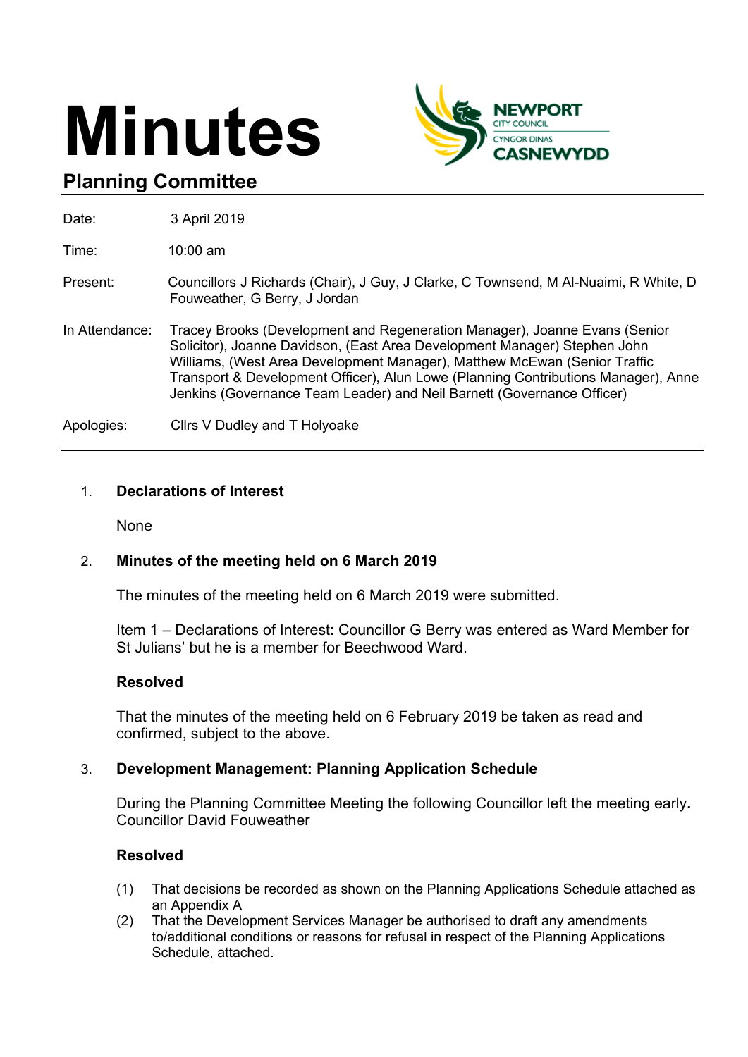# Minutes

## Planning Committee

| | |
|---|---|
| Date: | 3 April 2019 |
| Time: | 10:00 am |
| Present: | Councillors J Richards (Chair), J Guy, J Clarke, C Townsend, M Al-Nuaimi, R White, D Fouweather, G Berry, J Jordan |
| In Attendance: | Tracey Brooks (Development and Regeneration Manager), Joanne Evans (Senior Solicitor), Joanne Davidson, (East Area Development Manager) Stephen John Williams, (West Area Development Manager), Matthew McEwan (Senior Traffic Transport & Development Officer), Alun Lowe (Planning Contributions Manager), Anne Jenkins (Governance Team Leader) and Neil Barnett (Governance Officer) |
| Apologies: | Cllrs V Dudley and T Holyoake |

### 1. Declarations of Interest

None

### 2. Minutes of the meeting held on 6 March 2019

The minutes of the meeting held on 6 March 2019 were submitted.

Item 1 – Declarations of Interest: Councillor G Berry was entered as Ward Member for St Julians' but he is a member for Beechwood Ward.

**Resolved**

That the minutes of the meeting held on 6 February 2019 be taken as read and confirmed, subject to the above.

### 3. Development Management: Planning Application Schedule

During the Planning Committee Meeting the following Councillor left the meeting early. Councillor David Fouweather

**Resolved**

(1) That decisions be recorded as shown on the Planning Applications Schedule attached as an Appendix A

(2) That the Development Services Manager be authorised to draft any amendments to/additional conditions or reasons for refusal in respect of the Planning Applications Schedule, attached.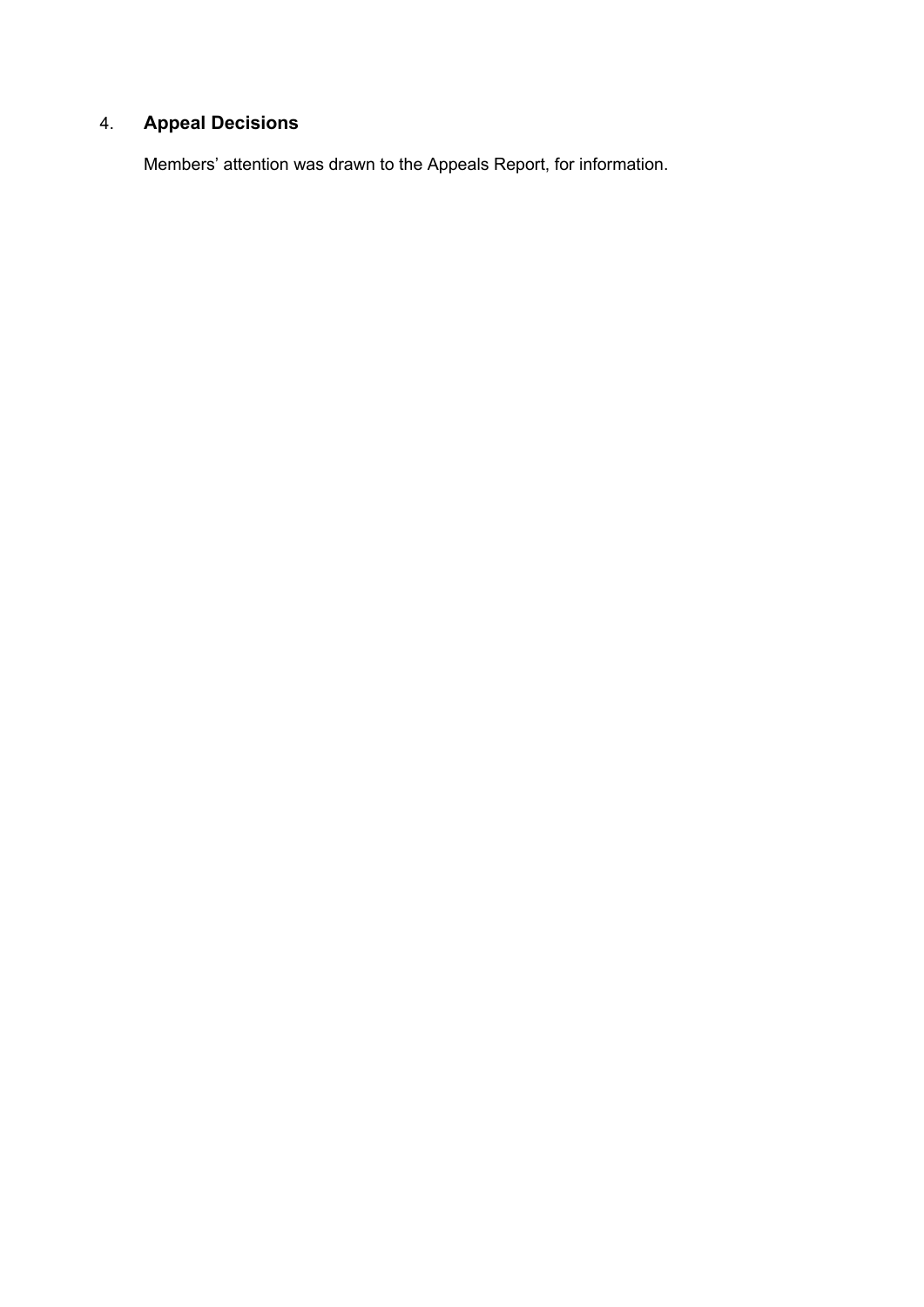## 4. **Appeal Decisions**

Members' attention was drawn to the Appeals Report, for information.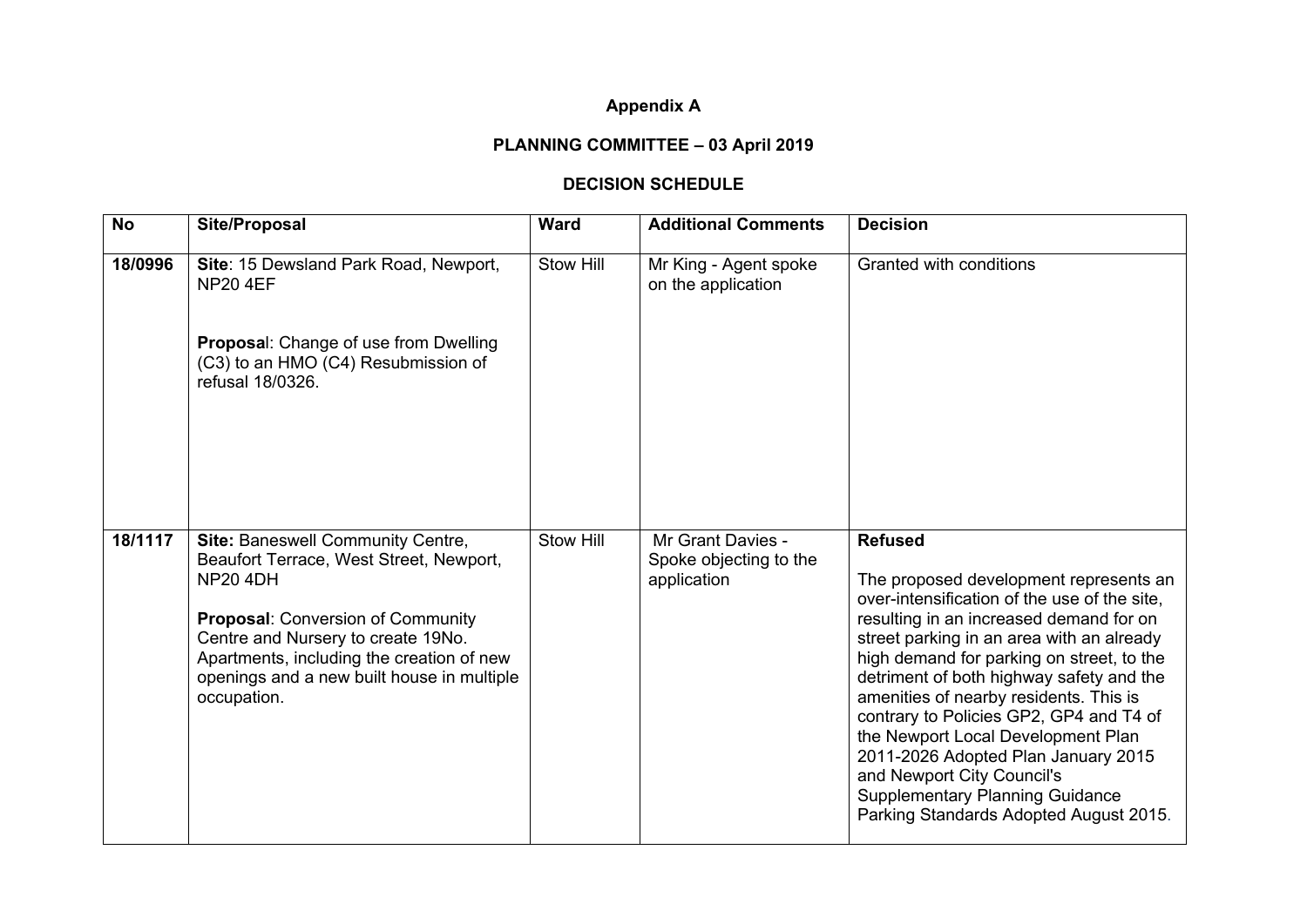**Appendix A**

**PLANNING COMMITTEE – 03 April 2019**

**DECISION SCHEDULE**

| No | Site/Proposal | Ward | Additional Comments | Decision |
|---|---|---|---|---|
| **18/0996** | **Site**: 15 Dewsland Park Road, Newport, NP20 4EF<br><br>**Proposal**: Change of use from Dwelling (C3) to an HMO (C4) Resubmission of refusal 18/0326. | Stow Hill | Mr King - Agent spoke on the application | Granted with conditions |
| **18/1117** | **Site:** Baneswell Community Centre, Beaufort Terrace, West Street, Newport, NP20 4DH<br><br>**Proposal**: Conversion of Community Centre and Nursery to create 19No. Apartments, including the creation of new openings and a new built house in multiple occupation. | Stow Hill | Mr Grant Davies - Spoke objecting to the application | **Refused**<br><br>The proposed development represents an over-intensification of the use of the site, resulting in an increased demand for on street parking in an area with an already high demand for parking on street, to the detriment of both highway safety and the amenities of nearby residents. This is contrary to Policies GP2, GP4 and T4 of the Newport Local Development Plan 2011-2026 Adopted Plan January 2015 and Newport City Council's Supplementary Planning Guidance Parking Standards Adopted August 2015. |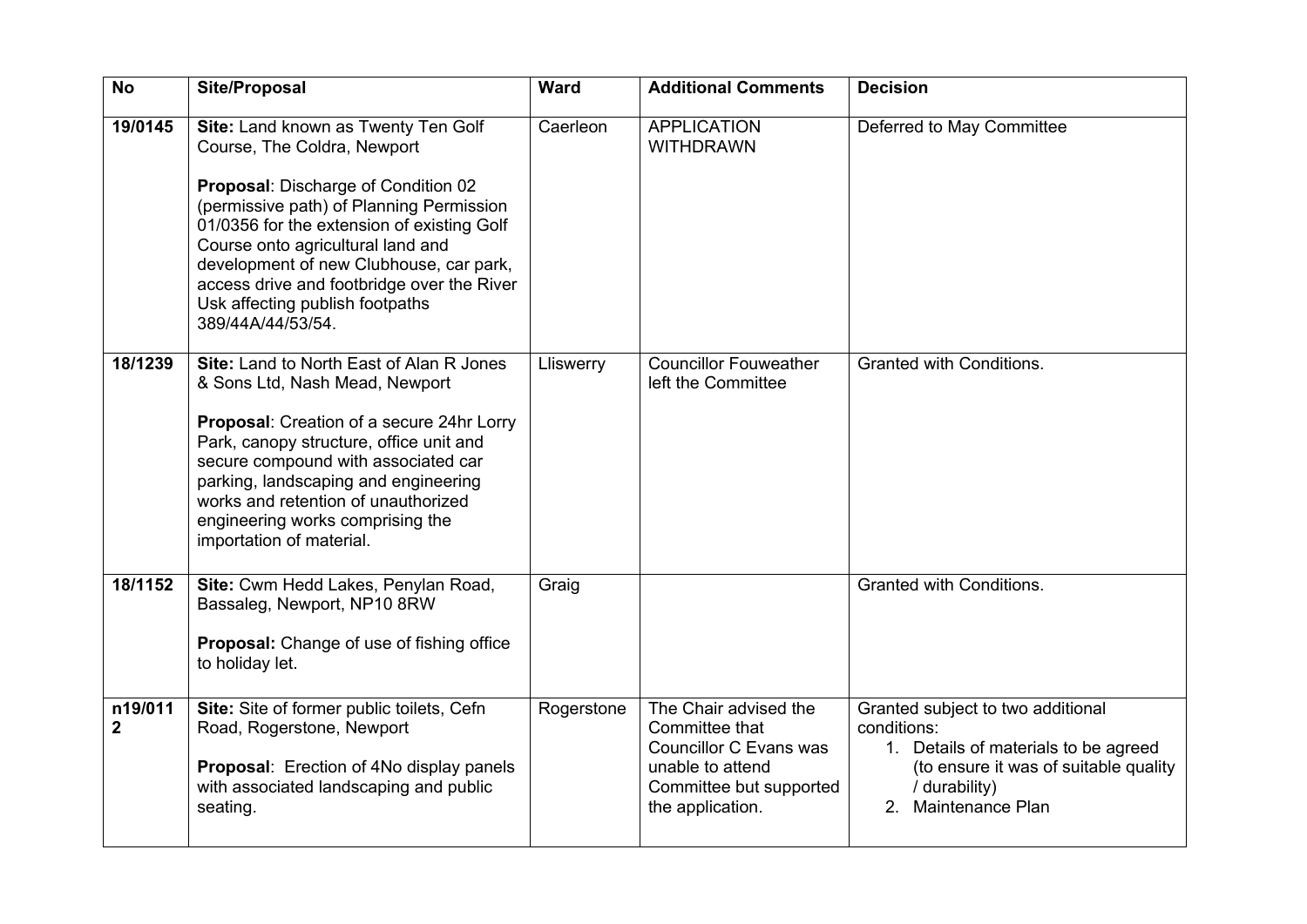| No | Site/Proposal | Ward | Additional Comments | Decision |
|---|---|---|---|---|
| **19/0145** | **Site:** Land known as Twenty Ten Golf Course, The Coldra, Newport<br><br>**Proposal**: Discharge of Condition 02 (permissive path) of Planning Permission 01/0356 for the extension of existing Golf Course onto agricultural land and development of new Clubhouse, car park, access drive and footbridge over the River Usk affecting publish footpaths 389/44A/44/53/54. | Caerleon | APPLICATION WITHDRAWN | Deferred to May Committee |
| **18/1239** | **Site:** Land to North East of Alan R Jones & Sons Ltd, Nash Mead, Newport<br><br>**Proposal**: Creation of a secure 24hr Lorry Park, canopy structure, office unit and secure compound with associated car parking, landscaping and engineering works and retention of unauthorized engineering works comprising the importation of material. | Lliswerry | Councillor Fouweather left the Committee | Granted with Conditions. |
| **18/1152** | **Site:** Cwm Hedd Lakes, Penylan Road, Bassaleg, Newport, NP10 8RW<br><br>**Proposal:** Change of use of fishing office to holiday let. | Graig | | Granted with Conditions. |
| **n19/0112** | **Site:** Site of former public toilets, Cefn Road, Rogerstone, Newport<br><br>**Proposal**: Erection of 4No display panels with associated landscaping and public seating. | Rogerstone | The Chair advised the Committee that Councillor C Evans was unable to attend Committee but supported the application. | Granted subject to two additional conditions:<br>1. Details of materials to be agreed (to ensure it was of suitable quality / durability)<br>2. Maintenance Plan |